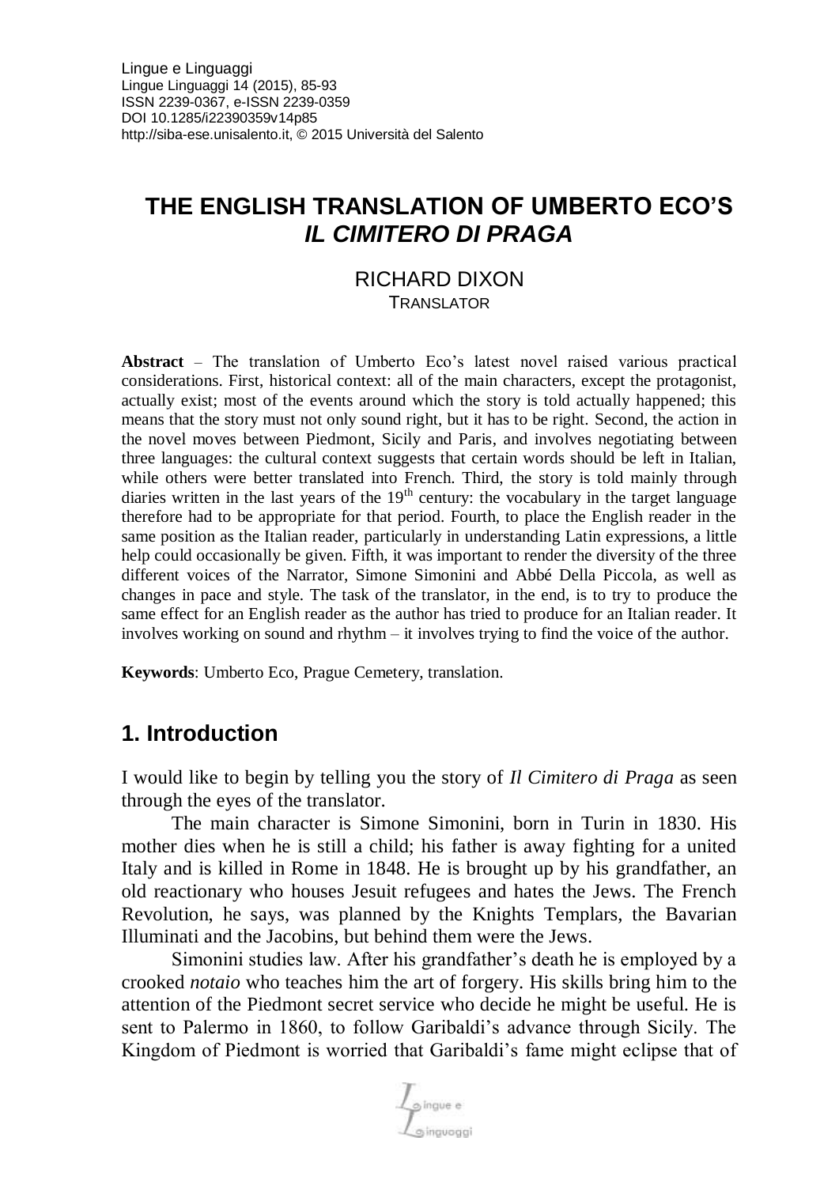# THE ENGLISH TRANSLATION OF UMBERTO ECO'S *IL CIMITERO DI PRAGA*

RICHARD DIXON
TRANSLATOR

**Abstract** – The translation of Umberto Eco's latest novel raised various practical considerations. First, historical context: all of the main characters, except the protagonist, actually exist; most of the events around which the story is told actually happened; this means that the story must not only sound right, but it has to be right. Second, the action in the novel moves between Piedmont, Sicily and Paris, and involves negotiating between three languages: the cultural context suggests that certain words should be left in Italian, while others were better translated into French. Third, the story is told mainly through diaries written in the last years of the 19th century: the vocabulary in the target language therefore had to be appropriate for that period. Fourth, to place the English reader in the same position as the Italian reader, particularly in understanding Latin expressions, a little help could occasionally be given. Fifth, it was important to render the diversity of the three different voices of the Narrator, Simone Simonini and Abbé Della Piccola, as well as changes in pace and style. The task of the translator, in the end, is to try to produce the same effect for an English reader as the author has tried to produce for an Italian reader. It involves working on sound and rhythm – it involves trying to find the voice of the author.

**Keywords**: Umberto Eco, Prague Cemetery, translation.

## 1. Introduction

I would like to begin by telling you the story of *Il Cimitero di Praga* as seen through the eyes of the translator.

The main character is Simone Simonini, born in Turin in 1830. His mother dies when he is still a child; his father is away fighting for a united Italy and is killed in Rome in 1848. He is brought up by his grandfather, an old reactionary who houses Jesuit refugees and hates the Jews. The French Revolution, he says, was planned by the Knights Templars, the Bavarian Illuminati and the Jacobins, but behind them were the Jews.

Simonini studies law. After his grandfather's death he is employed by a crooked *notaio* who teaches him the art of forgery. His skills bring him to the attention of the Piedmont secret service who decide he might be useful. He is sent to Palermo in 1860, to follow Garibaldi's advance through Sicily. The Kingdom of Piedmont is worried that Garibaldi's fame might eclipse that of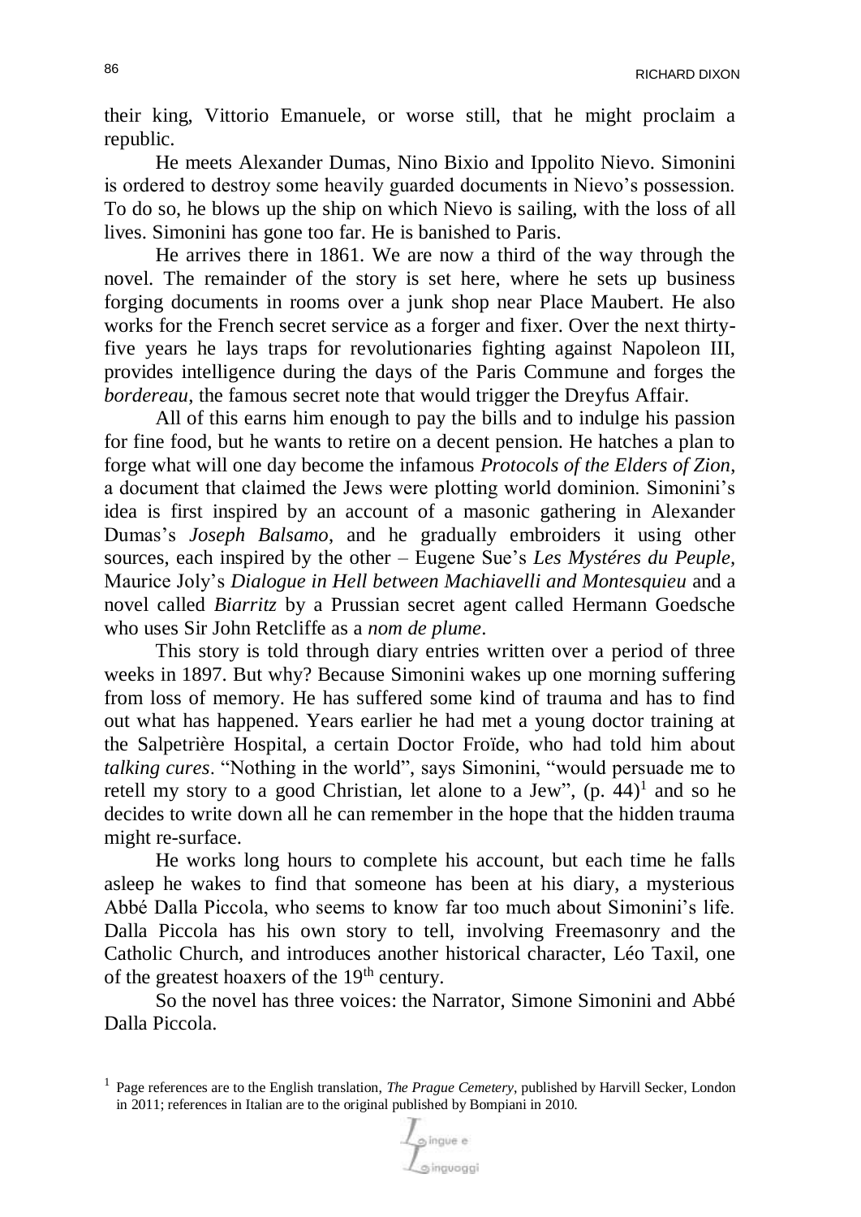their king, Vittorio Emanuele, or worse still, that he might proclaim a republic.

He meets Alexander Dumas, Nino Bixio and Ippolito Nievo. Simonini is ordered to destroy some heavily guarded documents in Nievo's possession. To do so, he blows up the ship on which Nievo is sailing, with the loss of all lives. Simonini has gone too far. He is banished to Paris.

He arrives there in 1861. We are now a third of the way through the novel. The remainder of the story is set here, where he sets up business forging documents in rooms over a junk shop near Place Maubert. He also works for the French secret service as a forger and fixer. Over the next thirty-five years he lays traps for revolutionaries fighting against Napoleon III, provides intelligence during the days of the Paris Commune and forges the *bordereau*, the famous secret note that would trigger the Dreyfus Affair.

All of this earns him enough to pay the bills and to indulge his passion for fine food, but he wants to retire on a decent pension. He hatches a plan to forge what will one day become the infamous *Protocols of the Elders of Zion*, a document that claimed the Jews were plotting world dominion. Simonini's idea is first inspired by an account of a masonic gathering in Alexander Dumas's *Joseph Balsamo*, and he gradually embroiders it using other sources, each inspired by the other – Eugene Sue's *Les Mystéres du Peuple*, Maurice Joly's *Dialogue in Hell between Machiavelli and Montesquieu* and a novel called *Biarritz* by a Prussian secret agent called Hermann Goedsche who uses Sir John Retcliffe as a *nom de plume*.

This story is told through diary entries written over a period of three weeks in 1897. But why? Because Simonini wakes up one morning suffering from loss of memory. He has suffered some kind of trauma and has to find out what has happened. Years earlier he had met a young doctor training at the Salpetrière Hospital, a certain Doctor Froïde, who had told him about *talking cures*. "Nothing in the world", says Simonini, "would persuade me to retell my story to a good Christian, let alone to a Jew", (p. 44)[1] and so he decides to write down all he can remember in the hope that the hidden trauma might re-surface.

He works long hours to complete his account, but each time he falls asleep he wakes to find that someone has been at his diary, a mysterious Abbé Dalla Piccola, who seems to know far too much about Simonini's life. Dalla Piccola has his own story to tell, involving Freemasonry and the Catholic Church, and introduces another historical character, Léo Taxil, one of the greatest hoaxers of the 19th century.

So the novel has three voices: the Narrator, Simone Simonini and Abbé Dalla Piccola.

[1] Page references are to the English translation, *The Prague Cemetery*, published by Harvill Secker, London in 2011; references in Italian are to the original published by Bompiani in 2010.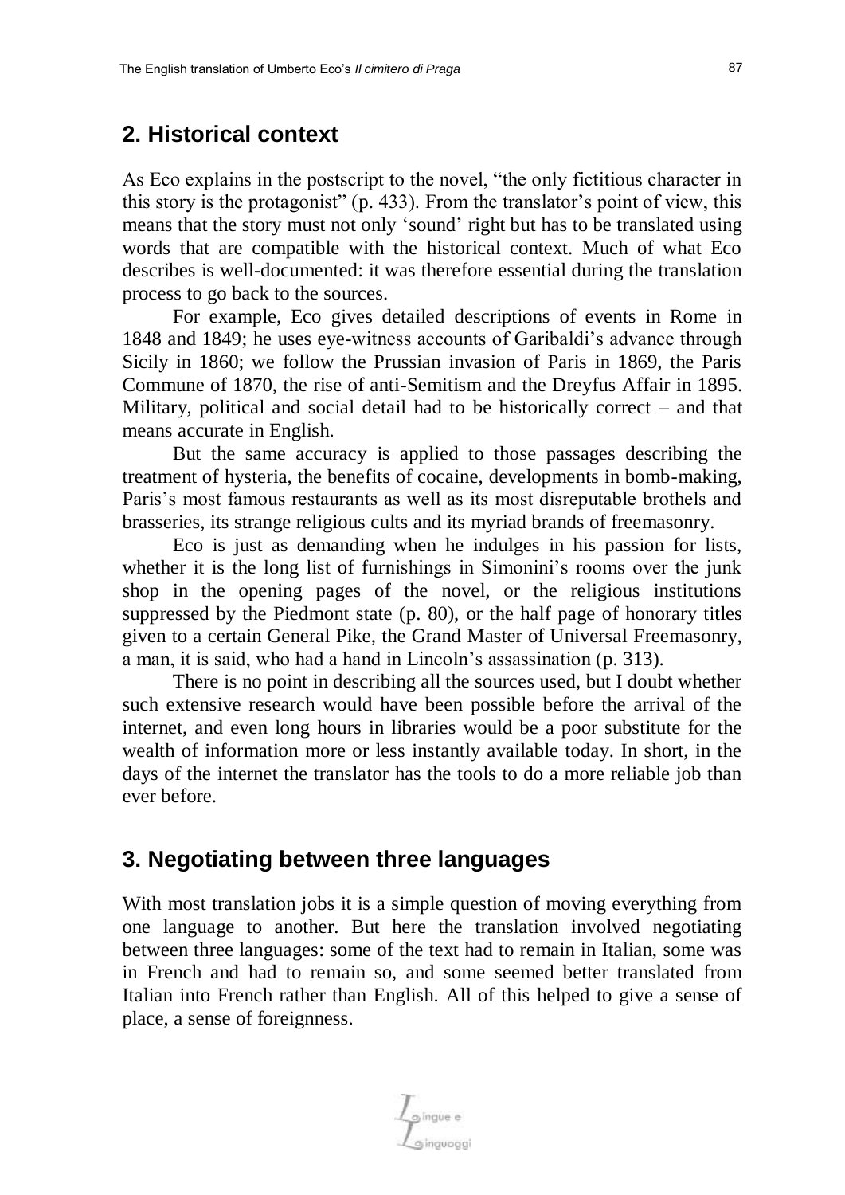## 2. Historical context

As Eco explains in the postscript to the novel, “the only fictitious character in this story is the protagonist” (p. 433). From the translator’s point of view, this means that the story must not only ‘sound’ right but has to be translated using words that are compatible with the historical context. Much of what Eco describes is well-documented: it was therefore essential during the translation process to go back to the sources.

For example, Eco gives detailed descriptions of events in Rome in 1848 and 1849; he uses eye-witness accounts of Garibaldi’s advance through Sicily in 1860; we follow the Prussian invasion of Paris in 1869, the Paris Commune of 1870, the rise of anti-Semitism and the Dreyfus Affair in 1895. Military, political and social detail had to be historically correct – and that means accurate in English.

But the same accuracy is applied to those passages describing the treatment of hysteria, the benefits of cocaine, developments in bomb-making, Paris’s most famous restaurants as well as its most disreputable brothels and brasseries, its strange religious cults and its myriad brands of freemasonry.

Eco is just as demanding when he indulges in his passion for lists, whether it is the long list of furnishings in Simonini’s rooms over the junk shop in the opening pages of the novel, or the religious institutions suppressed by the Piedmont state (p. 80), or the half page of honorary titles given to a certain General Pike, the Grand Master of Universal Freemasonry, a man, it is said, who had a hand in Lincoln’s assassination (p. 313).

There is no point in describing all the sources used, but I doubt whether such extensive research would have been possible before the arrival of the internet, and even long hours in libraries would be a poor substitute for the wealth of information more or less instantly available today. In short, in the days of the internet the translator has the tools to do a more reliable job than ever before.

## 3. Negotiating between three languages

With most translation jobs it is a simple question of moving everything from one language to another. But here the translation involved negotiating between three languages: some of the text had to remain in Italian, some was in French and had to remain so, and some seemed better translated from Italian into French rather than English. All of this helped to give a sense of place, a sense of foreignness.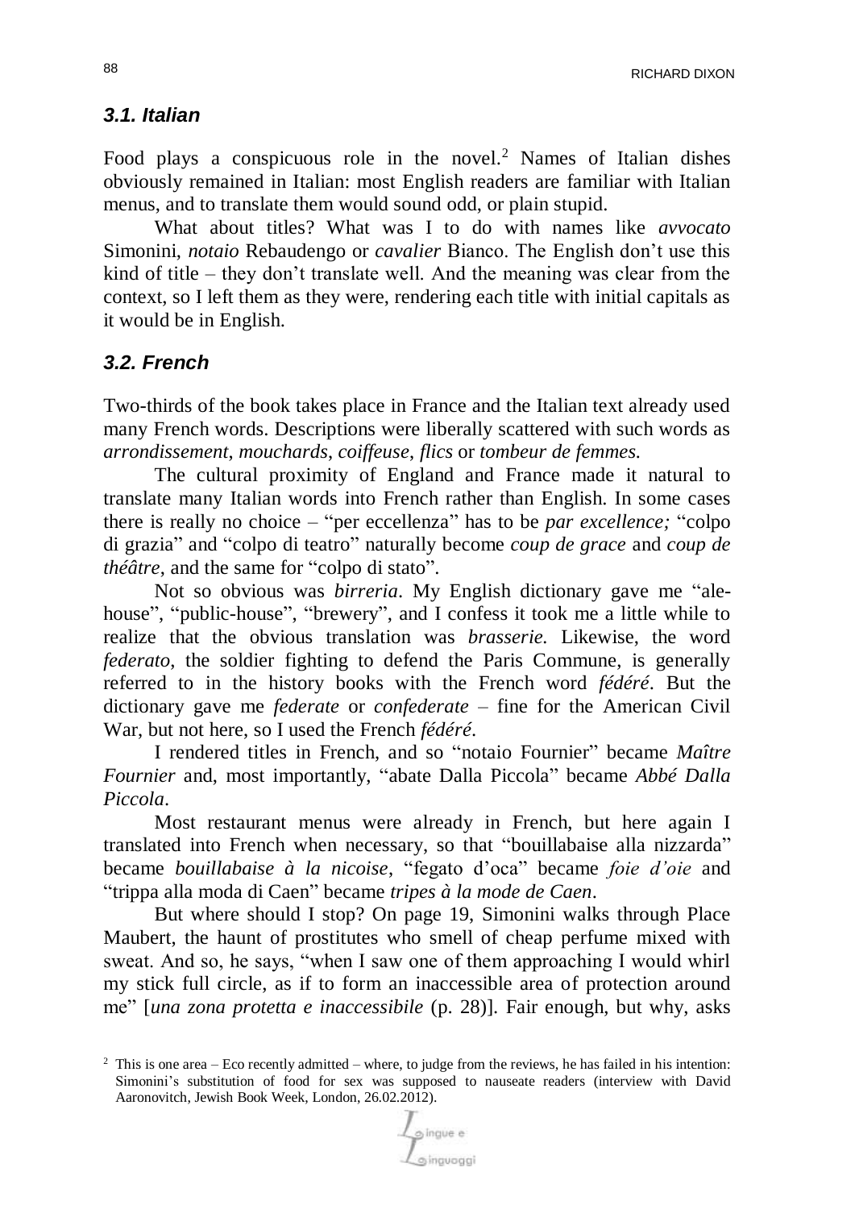### *3.1. Italian*

Food plays a conspicuous role in the novel.[2] Names of Italian dishes obviously remained in Italian: most English readers are familiar with Italian menus, and to translate them would sound odd, or plain stupid.

What about titles? What was I to do with names like *avvocato* Simonini, *notaio* Rebaudengo or *cavalier* Bianco. The English don't use this kind of title – they don't translate well. And the meaning was clear from the context, so I left them as they were, rendering each title with initial capitals as it would be in English.

### *3.2. French*

Two-thirds of the book takes place in France and the Italian text already used many French words. Descriptions were liberally scattered with such words as *arrondissement*, *mouchards*, *coiffeuse*, *flics* or *tombeur de femmes.*

The cultural proximity of England and France made it natural to translate many Italian words into French rather than English. In some cases there is really no choice – "per eccellenza" has to be *par excellence;* "colpo di grazia" and "colpo di teatro" naturally become *coup de grace* and *coup de théâtre*, and the same for "colpo di stato".

Not so obvious was *birreria*. My English dictionary gave me "ale-house", "public-house", "brewery", and I confess it took me a little while to realize that the obvious translation was *brasserie.* Likewise, the word *federato*, the soldier fighting to defend the Paris Commune, is generally referred to in the history books with the French word *fédéré*. But the dictionary gave me *federate* or *confederate* – fine for the American Civil War, but not here, so I used the French *fédéré*.

I rendered titles in French, and so "notaio Fournier" became *Maître Fournier* and, most importantly, "abate Dalla Piccola" became *Abbé Dalla Piccola*.

Most restaurant menus were already in French, but here again I translated into French when necessary, so that "bouillabaise alla nizzarda" became *bouillabaise à la nicoise*, "fegato d'oca" became *foie d'oie* and "trippa alla moda di Caen" became *tripes à la mode de Caen*.

But where should I stop? On page 19, Simonini walks through Place Maubert, the haunt of prostitutes who smell of cheap perfume mixed with sweat. And so, he says, "when I saw one of them approaching I would whirl my stick full circle, as if to form an inaccessible area of protection around me" [*una zona protetta e inaccessibile* (p. 28)]. Fair enough, but why, asks

[2] This is one area – Eco recently admitted – where, to judge from the reviews, he has failed in his intention: Simonini's substitution of food for sex was supposed to nauseate readers (interview with David Aaronovitch, Jewish Book Week, London, 26.02.2012).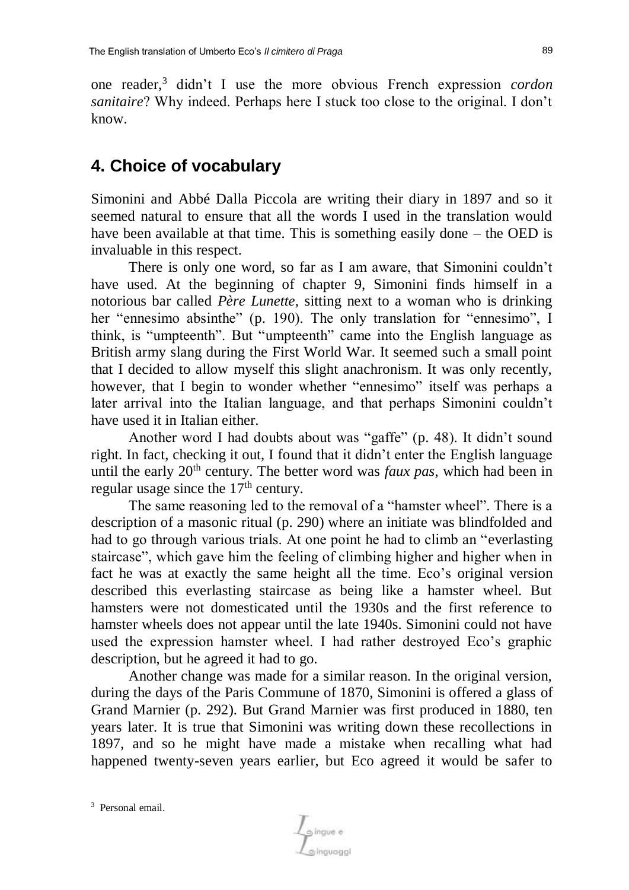one reader,[3] didn't I use the more obvious French expression *cordon sanitaire*? Why indeed. Perhaps here I stuck too close to the original. I don't know.

## 4. Choice of vocabulary

Simonini and Abbé Dalla Piccola are writing their diary in 1897 and so it seemed natural to ensure that all the words I used in the translation would have been available at that time. This is something easily done – the OED is invaluable in this respect.

There is only one word, so far as I am aware, that Simonini couldn't have used. At the beginning of chapter 9, Simonini finds himself in a notorious bar called *Père Lunette*, sitting next to a woman who is drinking her "ennesimo absinthe" (p. 190). The only translation for "ennesimo", I think, is "umpteenth". But "umpteenth" came into the English language as British army slang during the First World War. It seemed such a small point that I decided to allow myself this slight anachronism. It was only recently, however, that I begin to wonder whether "ennesimo" itself was perhaps a later arrival into the Italian language, and that perhaps Simonini couldn't have used it in Italian either.

Another word I had doubts about was "gaffe" (p. 48). It didn't sound right. In fact, checking it out, I found that it didn't enter the English language until the early 20th century. The better word was *faux pas*, which had been in regular usage since the 17th century.

The same reasoning led to the removal of a "hamster wheel". There is a description of a masonic ritual (p. 290) where an initiate was blindfolded and had to go through various trials. At one point he had to climb an "everlasting staircase", which gave him the feeling of climbing higher and higher when in fact he was at exactly the same height all the time. Eco's original version described this everlasting staircase as being like a hamster wheel. But hamsters were not domesticated until the 1930s and the first reference to hamster wheels does not appear until the late 1940s. Simonini could not have used the expression hamster wheel. I had rather destroyed Eco's graphic description, but he agreed it had to go.

Another change was made for a similar reason. In the original version, during the days of the Paris Commune of 1870, Simonini is offered a glass of Grand Marnier (p. 292). But Grand Marnier was first produced in 1880, ten years later. It is true that Simonini was writing down these recollections in 1897, and so he might have made a mistake when recalling what had happened twenty-seven years earlier, but Eco agreed it would be safer to

[3] Personal email.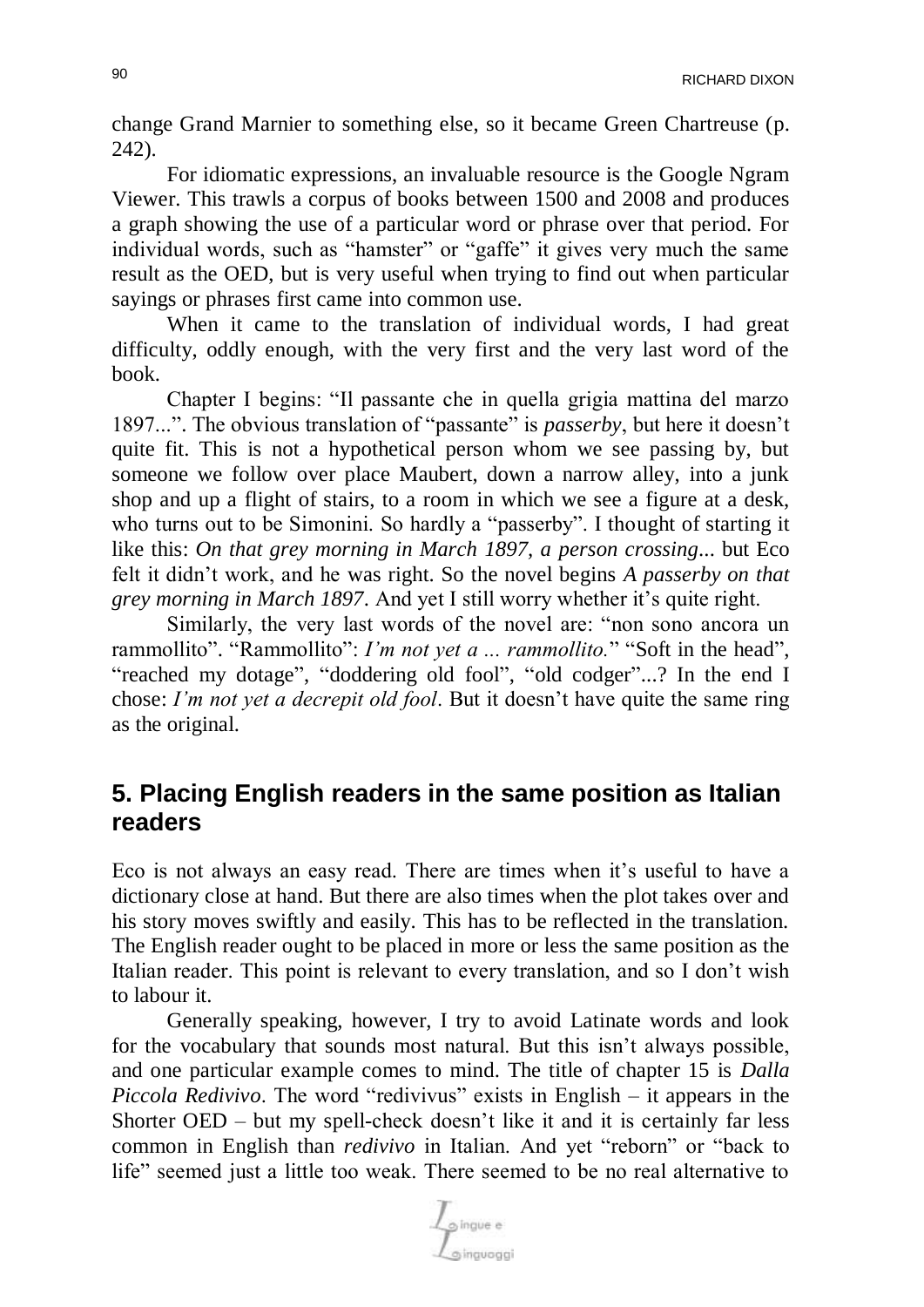change Grand Marnier to something else, so it became Green Chartreuse (p. 242).

For idiomatic expressions, an invaluable resource is the Google Ngram Viewer. This trawls a corpus of books between 1500 and 2008 and produces a graph showing the use of a particular word or phrase over that period. For individual words, such as "hamster" or "gaffe" it gives very much the same result as the OED, but is very useful when trying to find out when particular sayings or phrases first came into common use.

When it came to the translation of individual words, I had great difficulty, oddly enough, with the very first and the very last word of the book.

Chapter I begins: "Il passante che in quella grigia mattina del marzo 1897...". The obvious translation of "passante" is *passerby*, but here it doesn't quite fit. This is not a hypothetical person whom we see passing by, but someone we follow over place Maubert, down a narrow alley, into a junk shop and up a flight of stairs, to a room in which we see a figure at a desk, who turns out to be Simonini. So hardly a "passerby". I thought of starting it like this: *On that grey morning in March 1897, a person crossing*... but Eco felt it didn't work, and he was right. So the novel begins *A passerby on that grey morning in March 1897*. And yet I still worry whether it's quite right.

Similarly, the very last words of the novel are: "non sono ancora un rammollito". "Rammollito": *I'm not yet a ... rammollito.*" "Soft in the head", "reached my dotage", "doddering old fool", "old codger"...? In the end I chose: *I'm not yet a decrepit old fool*. But it doesn't have quite the same ring as the original.

## 5. Placing English readers in the same position as Italian readers

Eco is not always an easy read. There are times when it's useful to have a dictionary close at hand. But there are also times when the plot takes over and his story moves swiftly and easily. This has to be reflected in the translation. The English reader ought to be placed in more or less the same position as the Italian reader. This point is relevant to every translation, and so I don't wish to labour it.

Generally speaking, however, I try to avoid Latinate words and look for the vocabulary that sounds most natural. But this isn't always possible, and one particular example comes to mind. The title of chapter 15 is *Dalla Piccola Redivivo*. The word "redivivus" exists in English – it appears in the Shorter OED – but my spell-check doesn't like it and it is certainly far less common in English than *redivivo* in Italian. And yet "reborn" or "back to life" seemed just a little too weak. There seemed to be no real alternative to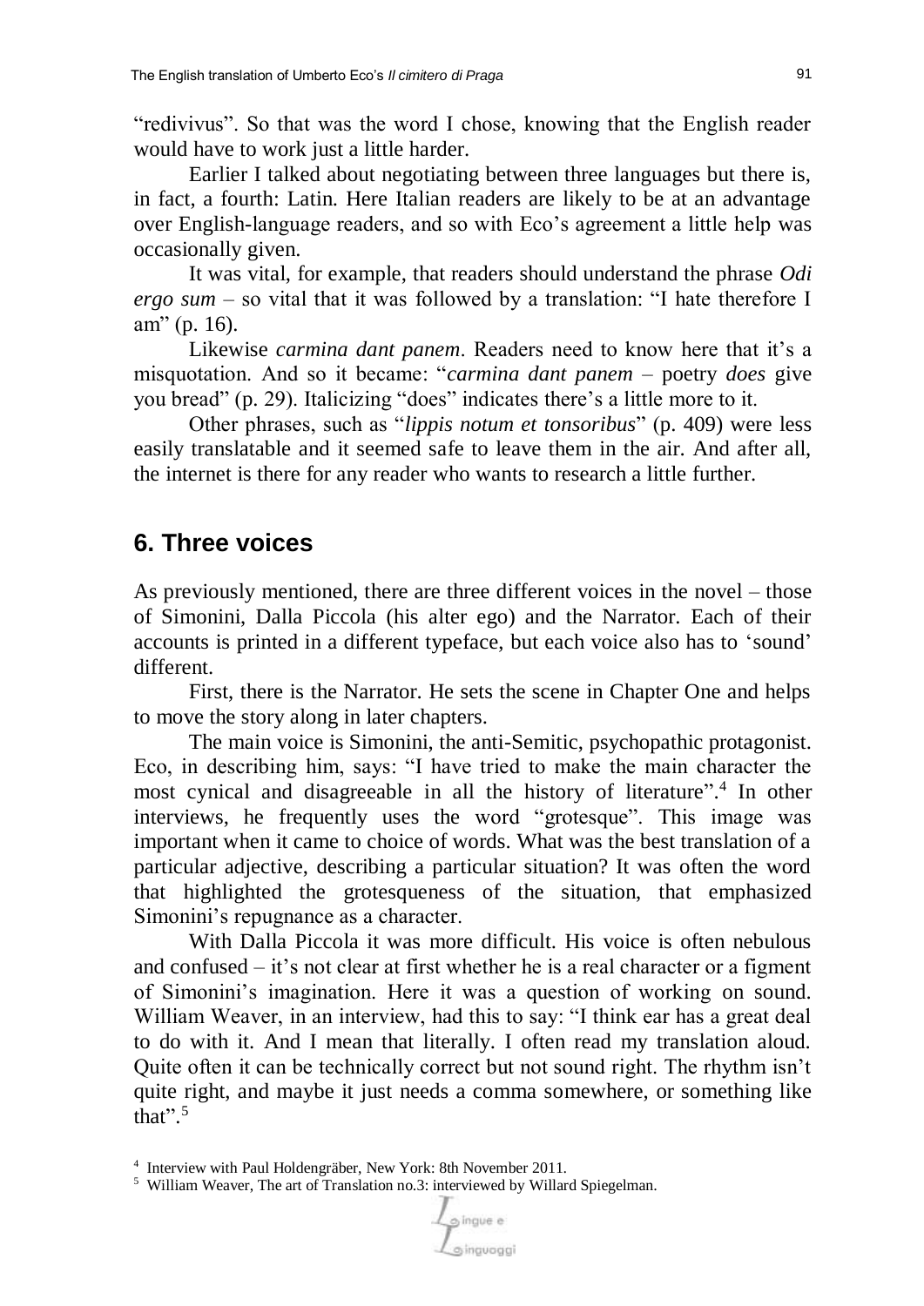"redivivus". So that was the word I chose, knowing that the English reader would have to work just a little harder.

Earlier I talked about negotiating between three languages but there is, in fact, a fourth: Latin. Here Italian readers are likely to be at an advantage over English-language readers, and so with Eco's agreement a little help was occasionally given.

It was vital, for example, that readers should understand the phrase *Odi ergo sum* – so vital that it was followed by a translation: "I hate therefore I am" (p. 16).

Likewise *carmina dant panem*. Readers need to know here that it's a misquotation. And so it became: "*carmina dant panem* – poetry *does* give you bread" (p. 29). Italicizing "does" indicates there's a little more to it.

Other phrases, such as "*lippis notum et tonsoribus*" (p. 409) were less easily translatable and it seemed safe to leave them in the air. And after all, the internet is there for any reader who wants to research a little further.

## 6. Three voices

As previously mentioned, there are three different voices in the novel – those of Simonini, Dalla Piccola (his alter ego) and the Narrator. Each of their accounts is printed in a different typeface, but each voice also has to 'sound' different.

First, there is the Narrator. He sets the scene in Chapter One and helps to move the story along in later chapters.

The main voice is Simonini, the anti-Semitic, psychopathic protagonist. Eco, in describing him, says: "I have tried to make the main character the most cynical and disagreeable in all the history of literature".[4] In other interviews, he frequently uses the word "grotesque". This image was important when it came to choice of words. What was the best translation of a particular adjective, describing a particular situation? It was often the word that highlighted the grotesqueness of the situation, that emphasized Simonini's repugnance as a character.

With Dalla Piccola it was more difficult. His voice is often nebulous and confused – it's not clear at first whether he is a real character or a figment of Simonini's imagination. Here it was a question of working on sound. William Weaver, in an interview, had this to say: "I think ear has a great deal to do with it. And I mean that literally. I often read my translation aloud. Quite often it can be technically correct but not sound right. The rhythm isn't quite right, and maybe it just needs a comma somewhere, or something like that".[5]

[4] Interview with Paul Holdengräber, New York: 8th November 2011.

[5] William Weaver, The art of Translation no.3: interviewed by Willard Spiegelman.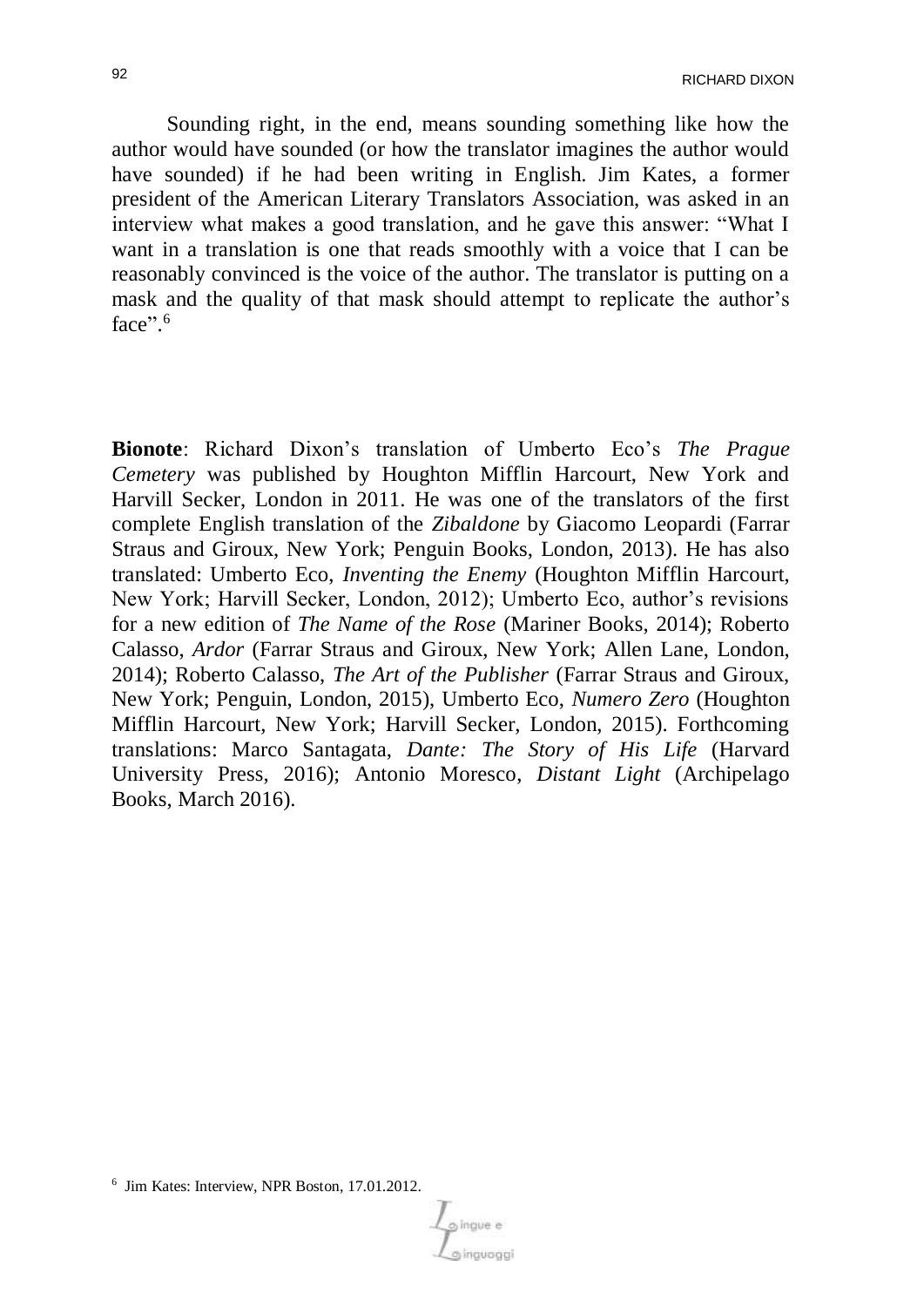Sounding right, in the end, means sounding something like how the author would have sounded (or how the translator imagines the author would have sounded) if he had been writing in English. Jim Kates, a former president of the American Literary Translators Association, was asked in an interview what makes a good translation, and he gave this answer: "What I want in a translation is one that reads smoothly with a voice that I can be reasonably convinced is the voice of the author. The translator is putting on a mask and the quality of that mask should attempt to replicate the author's face".[6]

**Bionote**: Richard Dixon's translation of Umberto Eco's *The Prague Cemetery* was published by Houghton Mifflin Harcourt, New York and Harvill Secker, London in 2011. He was one of the translators of the first complete English translation of the *Zibaldone* by Giacomo Leopardi (Farrar Straus and Giroux, New York; Penguin Books, London, 2013). He has also translated: Umberto Eco, *Inventing the Enemy* (Houghton Mifflin Harcourt, New York; Harvill Secker, London, 2012); Umberto Eco, author's revisions for a new edition of *The Name of the Rose* (Mariner Books, 2014); Roberto Calasso, *Ardor* (Farrar Straus and Giroux, New York; Allen Lane, London, 2014); Roberto Calasso, *The Art of the Publisher* (Farrar Straus and Giroux, New York; Penguin, London, 2015), Umberto Eco, *Numero Zero* (Houghton Mifflin Harcourt, New York; Harvill Secker, London, 2015). Forthcoming translations: Marco Santagata, *Dante: The Story of His Life* (Harvard University Press, 2016); Antonio Moresco, *Distant Light* (Archipelago Books, March 2016).

[6] Jim Kates: Interview, NPR Boston, 17.01.2012.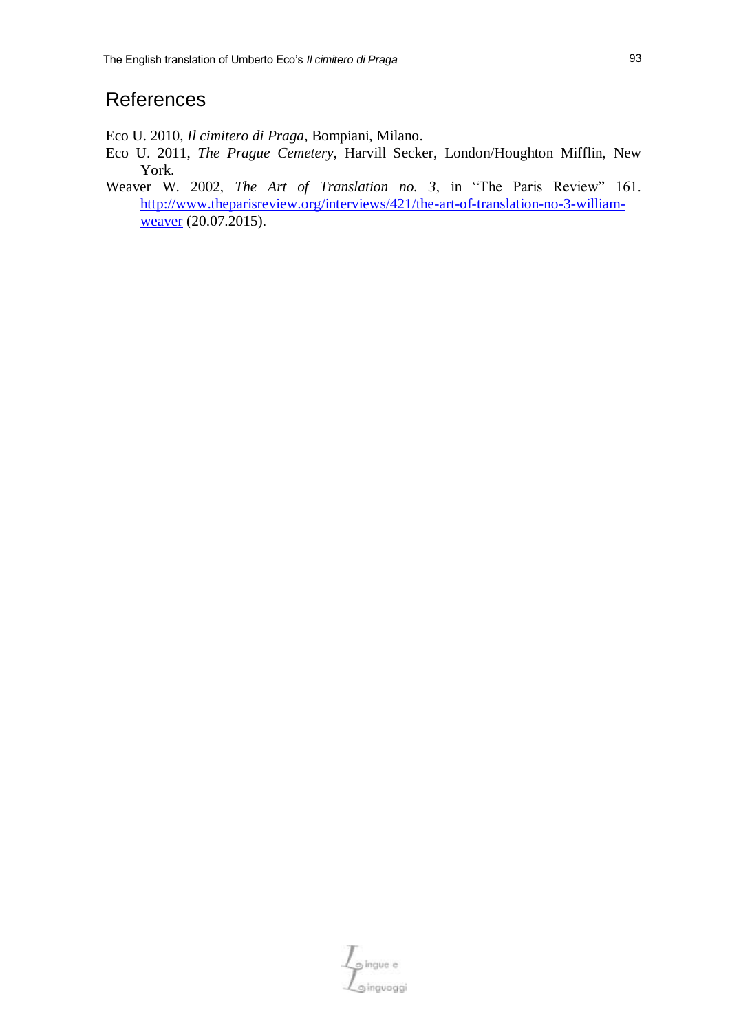## References

Eco U. 2010, *Il cimitero di Praga*, Bompiani, Milano.

Eco U. 2011, *The Prague Cemetery*, Harvill Secker, London/Houghton Mifflin, New York.

Weaver W. 2002, *The Art of Translation no. 3*, in "The Paris Review" 161. http://www.theparisreview.org/interviews/421/the-art-of-translation-no-3-william-weaver (20.07.2015).